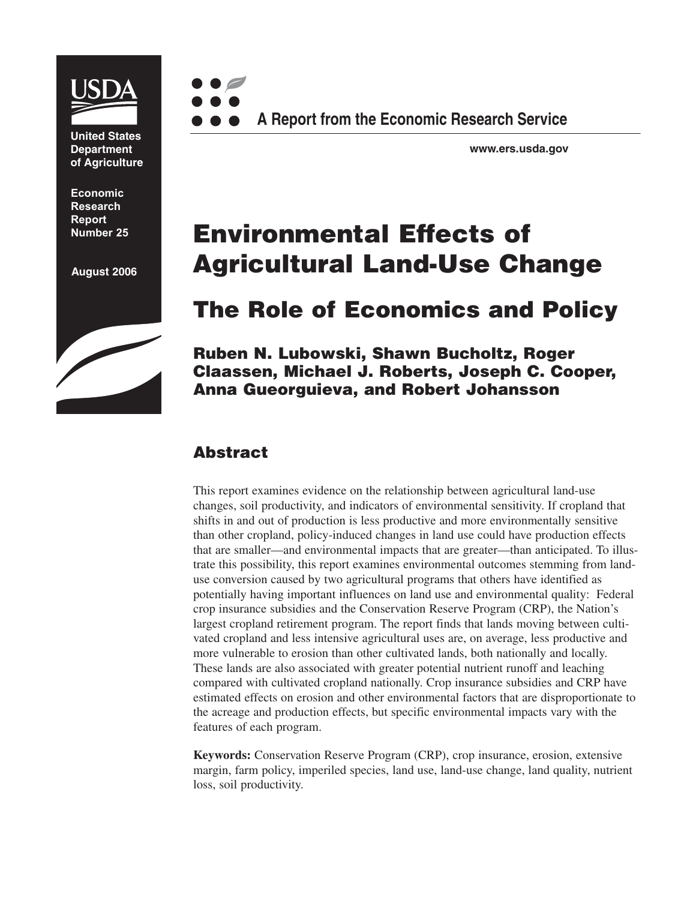United States Department of Agriculture

Economic Research Report Number 25

August 2006

A Report from the Economic Research Service

www.ers.usda.gov

# Environmental Effects of Agricultural Land-Use Change

## The Role of Economics and Policy

**Ruben N. Lubowski, Shawn Bucholtz, Roger Claassen, Michael J. Roberts, Joseph C. Cooper, Anna Gueorguieva, and Robert Johansson**

## Abstract

This report examines evidence on the relationship between agricultural land-use changes, soil productivity, and indicators of environmental sensitivity. If cropland that shifts in and out of production is less productive and more environmentally sensitive than other cropland, policy-induced changes in land use could have production effects that are smaller—and environmental impacts that are greater—than anticipated. To illustrate this possibility, this report examines environmental outcomes stemming from land-use conversion caused by two agricultural programs that others have identified as potentially having important influences on land use and environmental quality: Federal crop insurance subsidies and the Conservation Reserve Program (CRP), the Nation's largest cropland retirement program. The report finds that lands moving between cultivated cropland and less intensive agricultural uses are, on average, less productive and more vulnerable to erosion than other cultivated lands, both nationally and locally. These lands are also associated with greater potential nutrient runoff and leaching compared with cultivated cropland nationally. Crop insurance subsidies and CRP have estimated effects on erosion and other environmental factors that are disproportionate to the acreage and production effects, but specific environmental impacts vary with the features of each program.

**Keywords:** Conservation Reserve Program (CRP), crop insurance, erosion, extensive margin, farm policy, imperiled species, land use, land-use change, land quality, nutrient loss, soil productivity.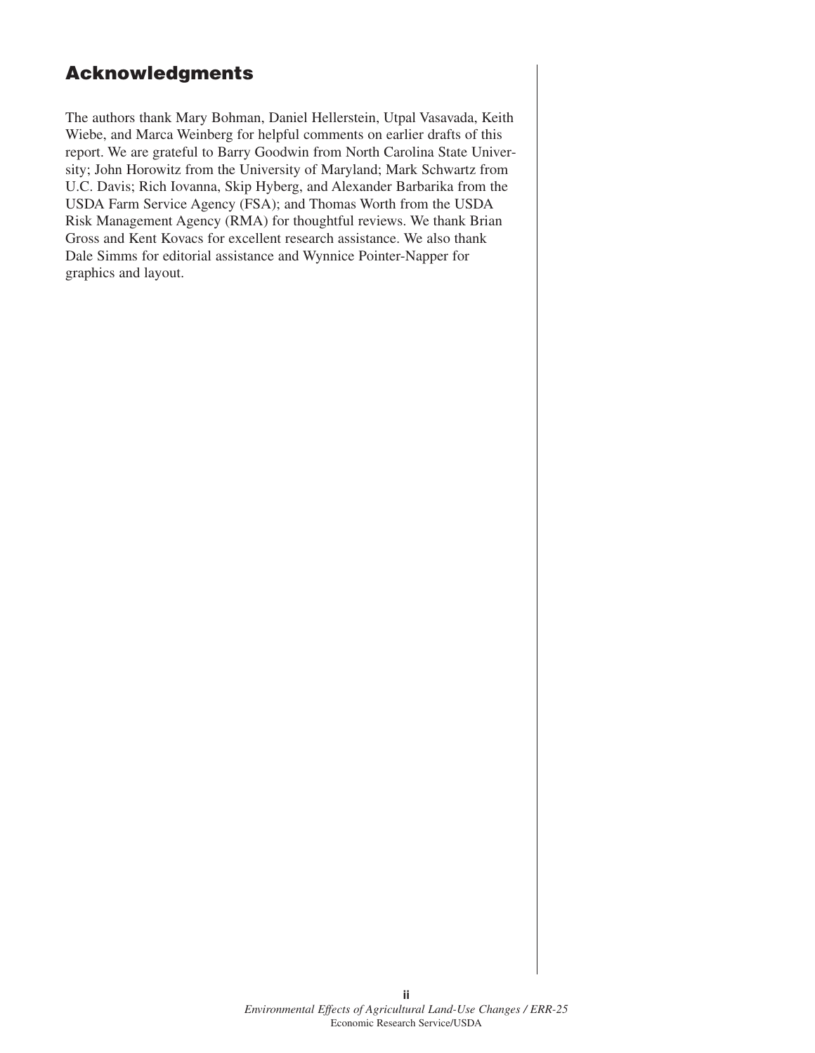## Acknowledgments

The authors thank Mary Bohman, Daniel Hellerstein, Utpal Vasavada, Keith Wiebe, and Marca Weinberg for helpful comments on earlier drafts of this report. We are grateful to Barry Goodwin from North Carolina State University; John Horowitz from the University of Maryland; Mark Schwartz from U.C. Davis; Rich Iovanna, Skip Hyberg, and Alexander Barbarika from the USDA Farm Service Agency (FSA); and Thomas Worth from the USDA Risk Management Agency (RMA) for thoughtful reviews. We thank Brian Gross and Kent Kovacs for excellent research assistance. We also thank Dale Simms for editorial assistance and Wynnice Pointer-Napper for graphics and layout.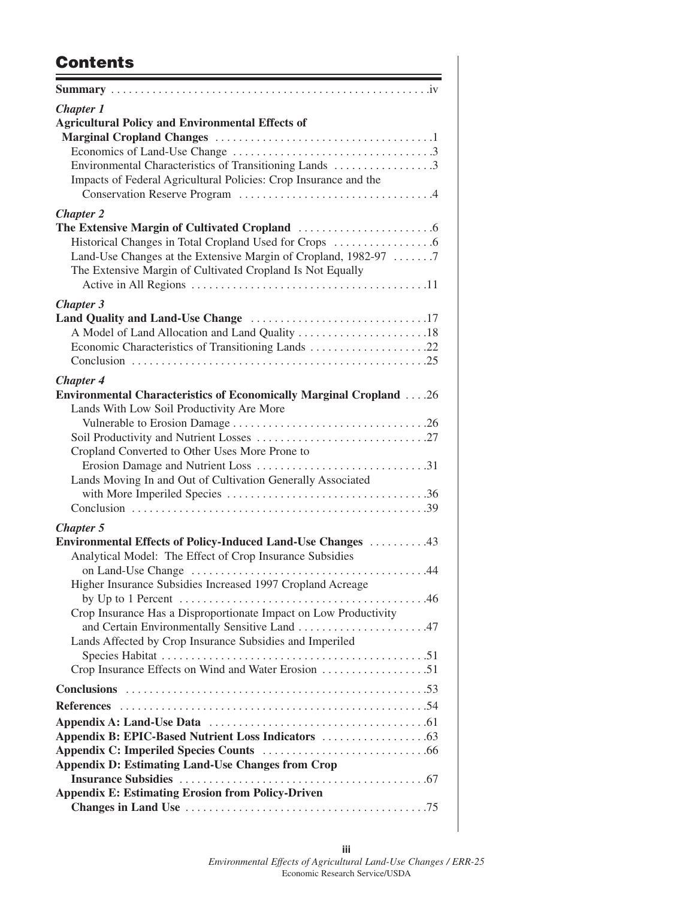# Contents

**Summary** .iv

*Chapter 1*
**Agricultural Policy and Environmental Effects of Marginal Cropland Changes** .1
- Economics of Land-Use Change .3
- Environmental Characteristics of Transitioning Lands .3
- Impacts of Federal Agricultural Policies: Crop Insurance and the Conservation Reserve Program .4

*Chapter 2*
**The Extensive Margin of Cultivated Cropland** .6
- Historical Changes in Total Cropland Used for Crops .6
- Land-Use Changes at the Extensive Margin of Cropland, 1982-97 .7
- The Extensive Margin of Cultivated Cropland Is Not Equally Active in All Regions .11

*Chapter 3*
**Land Quality and Land-Use Change** .17
- A Model of Land Allocation and Land Quality .18
- Economic Characteristics of Transitioning Lands .22
- Conclusion .25

*Chapter 4*
**Environmental Characteristics of Economically Marginal Cropland** .26
- Lands With Low Soil Productivity Are More Vulnerable to Erosion Damage .26
- Soil Productivity and Nutrient Losses .27
- Cropland Converted to Other Uses More Prone to Erosion Damage and Nutrient Loss .31
- Lands Moving In and Out of Cultivation Generally Associated with More Imperiled Species .36
- Conclusion .39

*Chapter 5*
**Environmental Effects of Policy-Induced Land-Use Changes** .43
- Analytical Model: The Effect of Crop Insurance Subsidies on Land-Use Change .44
- Higher Insurance Subsidies Increased 1997 Cropland Acreage by Up to 1 Percent .46
- Crop Insurance Has a Disproportionate Impact on Low Productivity and Certain Environmentally Sensitive Land .47
- Lands Affected by Crop Insurance Subsidies and Imperiled Species Habitat .51
- Crop Insurance Effects on Wind and Water Erosion .51

**Conclusions** .53

**References** .54

**Appendix A: Land-Use Data** .61

**Appendix B: EPIC-Based Nutrient Loss Indicators** .63

**Appendix C: Imperiled Species Counts** .66

**Appendix D: Estimating Land-Use Changes from Crop Insurance Subsidies** .67

**Appendix E: Estimating Erosion from Policy-Driven Changes in Land Use** .75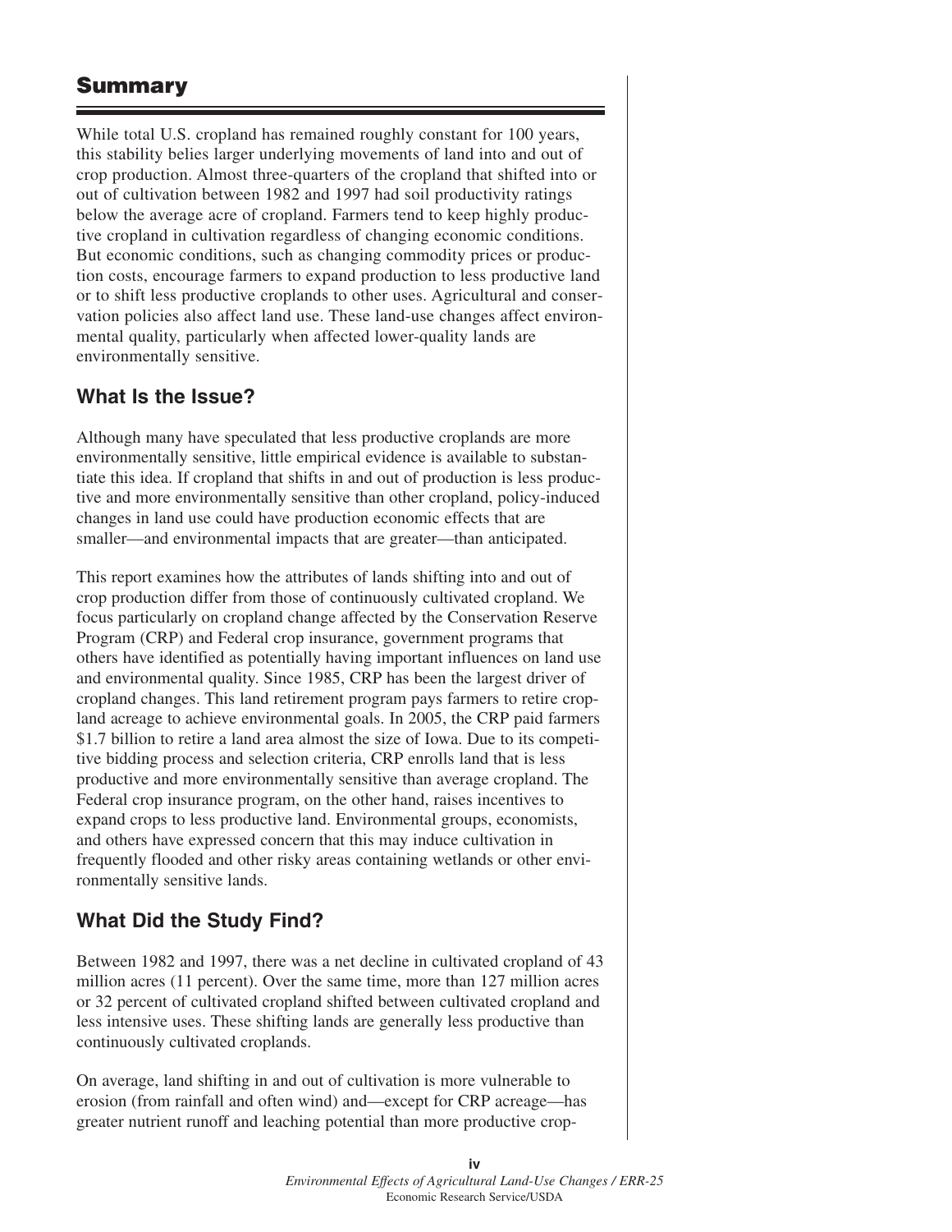## Summary

While total U.S. cropland has remained roughly constant for 100 years, this stability belies larger underlying movements of land into and out of crop production. Almost three-quarters of the cropland that shifted into or out of cultivation between 1982 and 1997 had soil productivity ratings below the average acre of cropland. Farmers tend to keep highly productive cropland in cultivation regardless of changing economic conditions. But economic conditions, such as changing commodity prices or production costs, encourage farmers to expand production to less productive land or to shift less productive croplands to other uses. Agricultural and conservation policies also affect land use. These land-use changes affect environmental quality, particularly when affected lower-quality lands are environmentally sensitive.

### What Is the Issue?

Although many have speculated that less productive croplands are more environmentally sensitive, little empirical evidence is available to substantiate this idea. If cropland that shifts in and out of production is less productive and more environmentally sensitive than other cropland, policy-induced changes in land use could have production economic effects that are smaller—and environmental impacts that are greater—than anticipated.

This report examines how the attributes of lands shifting into and out of crop production differ from those of continuously cultivated cropland. We focus particularly on cropland change affected by the Conservation Reserve Program (CRP) and Federal crop insurance, government programs that others have identified as potentially having important influences on land use and environmental quality. Since 1985, CRP has been the largest driver of cropland changes. This land retirement program pays farmers to retire cropland acreage to achieve environmental goals. In 2005, the CRP paid farmers $1.7 billion to retire a land area almost the size of Iowa. Due to its competitive bidding process and selection criteria, CRP enrolls land that is less productive and more environmentally sensitive than average cropland. The Federal crop insurance program, on the other hand, raises incentives to expand crops to less productive land. Environmental groups, economists, and others have expressed concern that this may induce cultivation in frequently flooded and other risky areas containing wetlands or other environmentally sensitive lands.

### What Did the Study Find?

Between 1982 and 1997, there was a net decline in cultivated cropland of 43 million acres (11 percent). Over the same time, more than 127 million acres or 32 percent of cultivated cropland shifted between cultivated cropland and less intensive uses. These shifting lands are generally less productive than continuously cultivated croplands.

On average, land shifting in and out of cultivation is more vulnerable to erosion (from rainfall and often wind) and—except for CRP acreage—has greater nutrient runoff and leaching potential than more productive crop-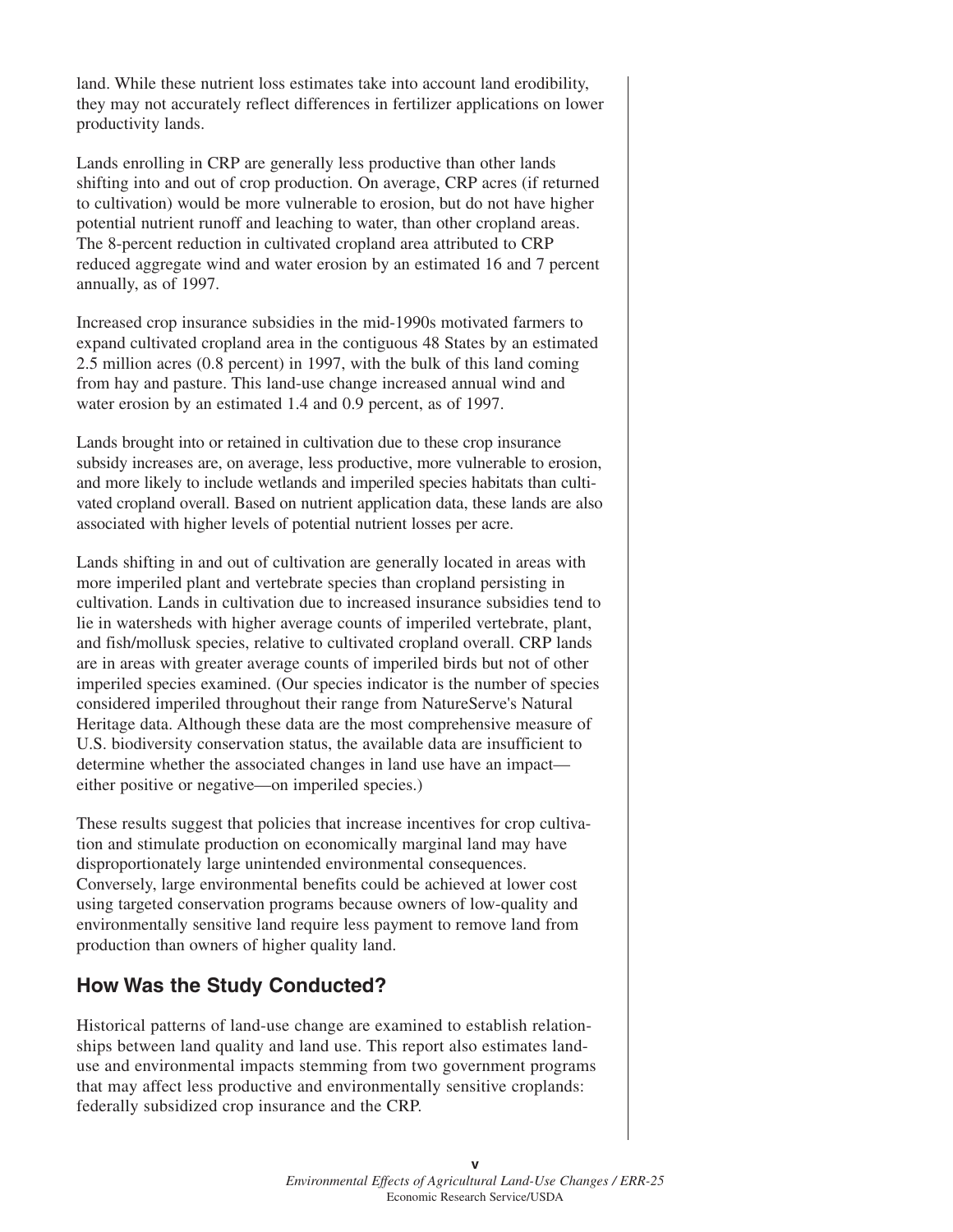land. While these nutrient loss estimates take into account land erodibility, they may not accurately reflect differences in fertilizer applications on lower productivity lands.

Lands enrolling in CRP are generally less productive than other lands shifting into and out of crop production. On average, CRP acres (if returned to cultivation) would be more vulnerable to erosion, but do not have higher potential nutrient runoff and leaching to water, than other cropland areas. The 8-percent reduction in cultivated cropland area attributed to CRP reduced aggregate wind and water erosion by an estimated 16 and 7 percent annually, as of 1997.

Increased crop insurance subsidies in the mid-1990s motivated farmers to expand cultivated cropland area in the contiguous 48 States by an estimated 2.5 million acres (0.8 percent) in 1997, with the bulk of this land coming from hay and pasture. This land-use change increased annual wind and water erosion by an estimated 1.4 and 0.9 percent, as of 1997.

Lands brought into or retained in cultivation due to these crop insurance subsidy increases are, on average, less productive, more vulnerable to erosion, and more likely to include wetlands and imperiled species habitats than cultivated cropland overall. Based on nutrient application data, these lands are also associated with higher levels of potential nutrient losses per acre.

Lands shifting in and out of cultivation are generally located in areas with more imperiled plant and vertebrate species than cropland persisting in cultivation. Lands in cultivation due to increased insurance subsidies tend to lie in watersheds with higher average counts of imperiled vertebrate, plant, and fish/mollusk species, relative to cultivated cropland overall. CRP lands are in areas with greater average counts of imperiled birds but not of other imperiled species examined. (Our species indicator is the number of species considered imperiled throughout their range from NatureServe's Natural Heritage data. Although these data are the most comprehensive measure of U.S. biodiversity conservation status, the available data are insufficient to determine whether the associated changes in land use have an impact—either positive or negative—on imperiled species.)

These results suggest that policies that increase incentives for crop cultivation and stimulate production on economically marginal land may have disproportionately large unintended environmental consequences. Conversely, large environmental benefits could be achieved at lower cost using targeted conservation programs because owners of low-quality and environmentally sensitive land require less payment to remove land from production than owners of higher quality land.

## How Was the Study Conducted?

Historical patterns of land-use change are examined to establish relationships between land quality and land use. This report also estimates land-use and environmental impacts stemming from two government programs that may affect less productive and environmentally sensitive croplands: federally subsidized crop insurance and the CRP.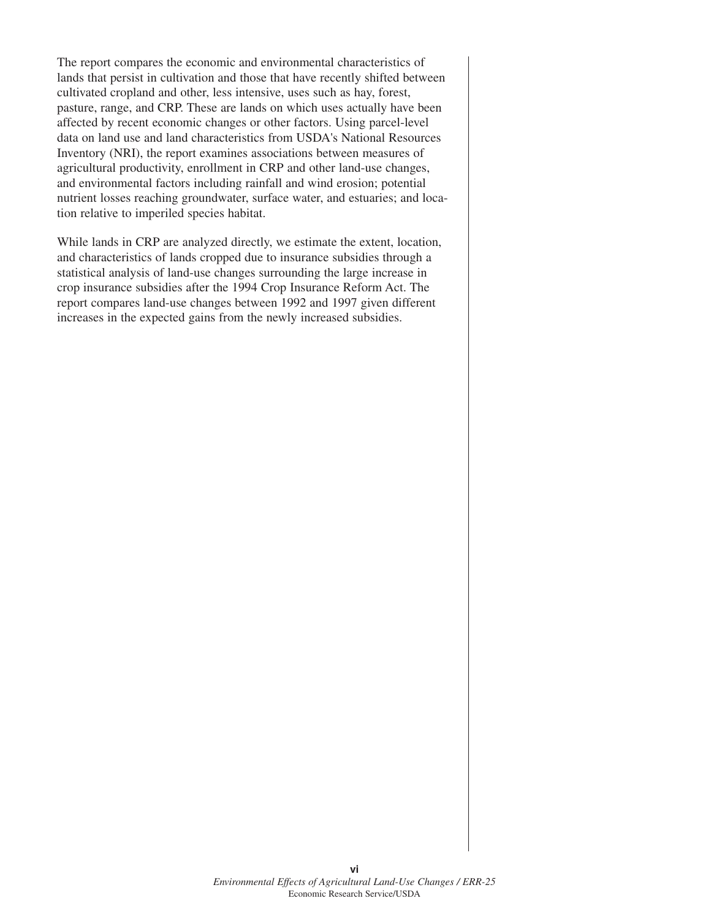The report compares the economic and environmental characteristics of lands that persist in cultivation and those that have recently shifted between cultivated cropland and other, less intensive, uses such as hay, forest, pasture, range, and CRP. These are lands on which uses actually have been affected by recent economic changes or other factors. Using parcel-level data on land use and land characteristics from USDA's National Resources Inventory (NRI), the report examines associations between measures of agricultural productivity, enrollment in CRP and other land-use changes, and environmental factors including rainfall and wind erosion; potential nutrient losses reaching groundwater, surface water, and estuaries; and location relative to imperiled species habitat.

While lands in CRP are analyzed directly, we estimate the extent, location, and characteristics of lands cropped due to insurance subsidies through a statistical analysis of land-use changes surrounding the large increase in crop insurance subsidies after the 1994 Crop Insurance Reform Act. The report compares land-use changes between 1992 and 1997 given different increases in the expected gains from the newly increased subsidies.